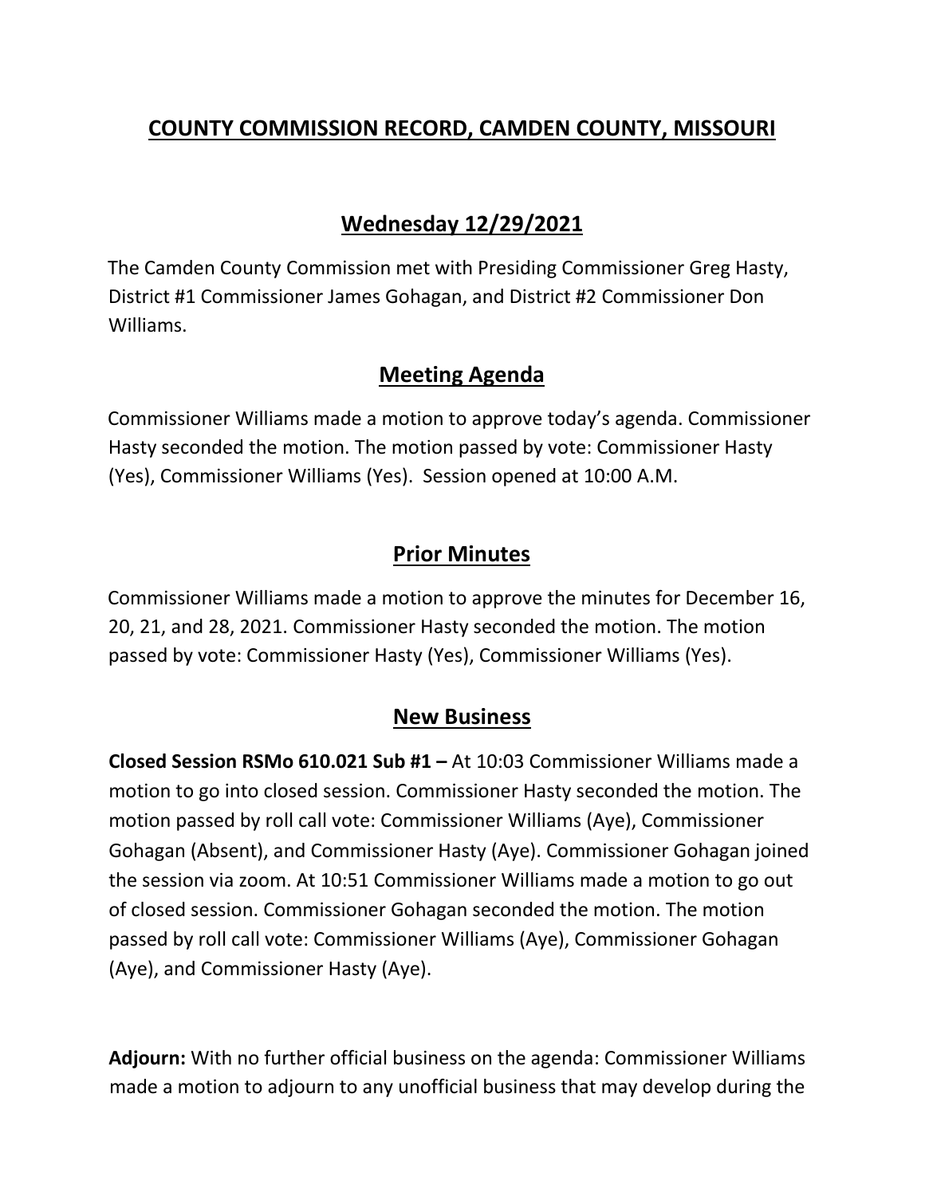# COUNTY COMMISSION RECORD, CAMDEN COUNTY, MISSOURI

## Wednesday 12/29/2021

The Camden County Commission met with Presiding Commissioner Greg Hasty, District #1 Commissioner James Gohagan, and District #2 Commissioner Don Williams.

## Meeting Agenda

Commissioner Williams made a motion to approve today's agenda. Commissioner Hasty seconded the motion. The motion passed by vote: Commissioner Hasty (Yes), Commissioner Williams (Yes). Session opened at 10:00 A.M.

## Prior Minutes

Commissioner Williams made a motion to approve the minutes for December 16, 20, 21, and 28, 2021. Commissioner Hasty seconded the motion. The motion passed by vote: Commissioner Hasty (Yes), Commissioner Williams (Yes).

## New Business

**Closed Session RSMo 610.021 Sub #1 –** At 10:03 Commissioner Williams made a motion to go into closed session. Commissioner Hasty seconded the motion. The motion passed by roll call vote: Commissioner Williams (Aye), Commissioner Gohagan (Absent), and Commissioner Hasty (Aye). Commissioner Gohagan joined the session via zoom. At 10:51 Commissioner Williams made a motion to go out of closed session. Commissioner Gohagan seconded the motion. The motion passed by roll call vote: Commissioner Williams (Aye), Commissioner Gohagan (Aye), and Commissioner Hasty (Aye).

**Adjourn:** With no further official business on the agenda: Commissioner Williams made a motion to adjourn to any unofficial business that may develop during the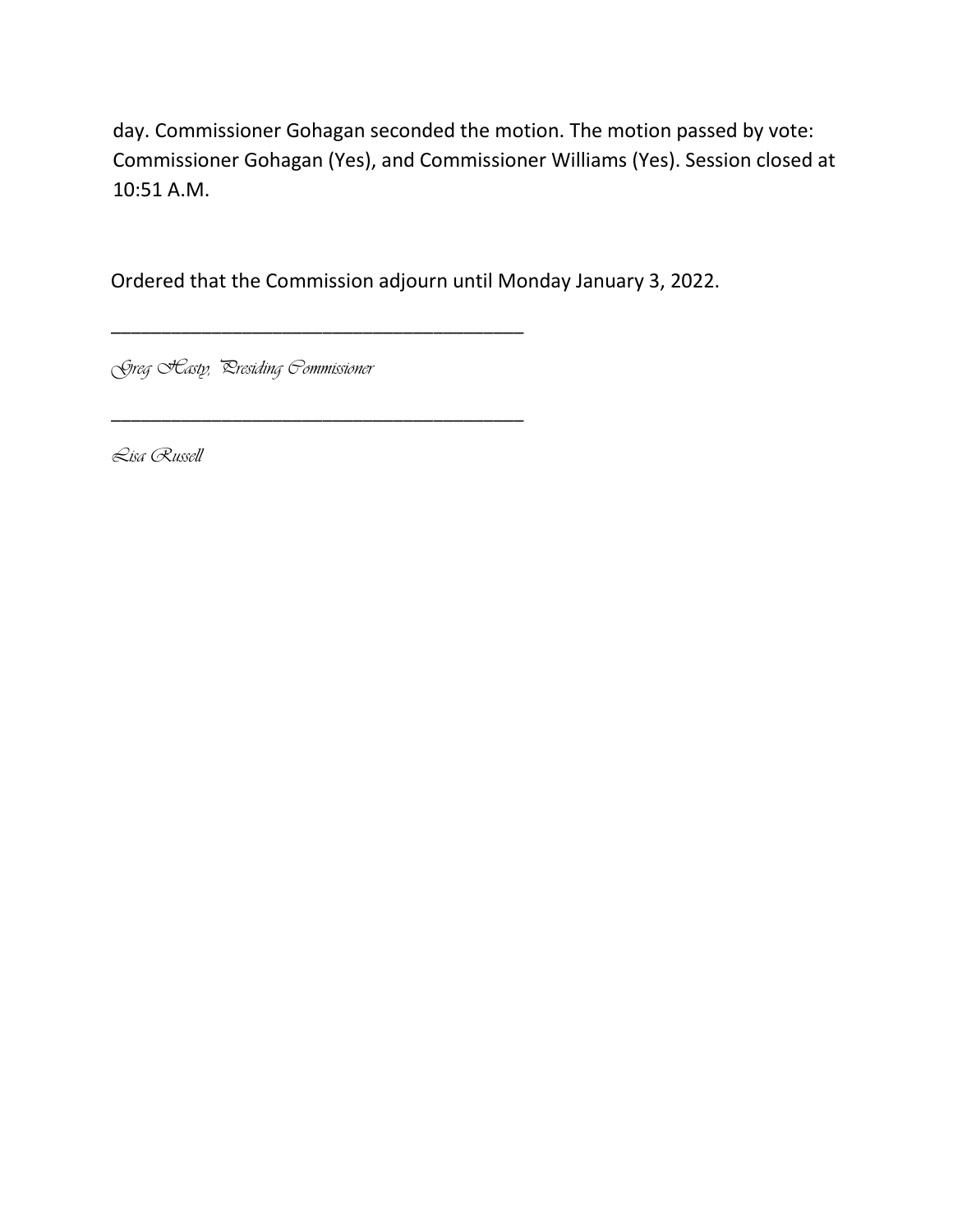day. Commissioner Gohagan seconded the motion. The motion passed by vote: Commissioner Gohagan (Yes), and Commissioner Williams (Yes). Session closed at 10:51 A.M.

Ordered that the Commission adjourn until Monday January 3, 2022.

________________________________________

*Greg Hasty, Presiding Commissioner*

________________________________________

*Lisa Russell*